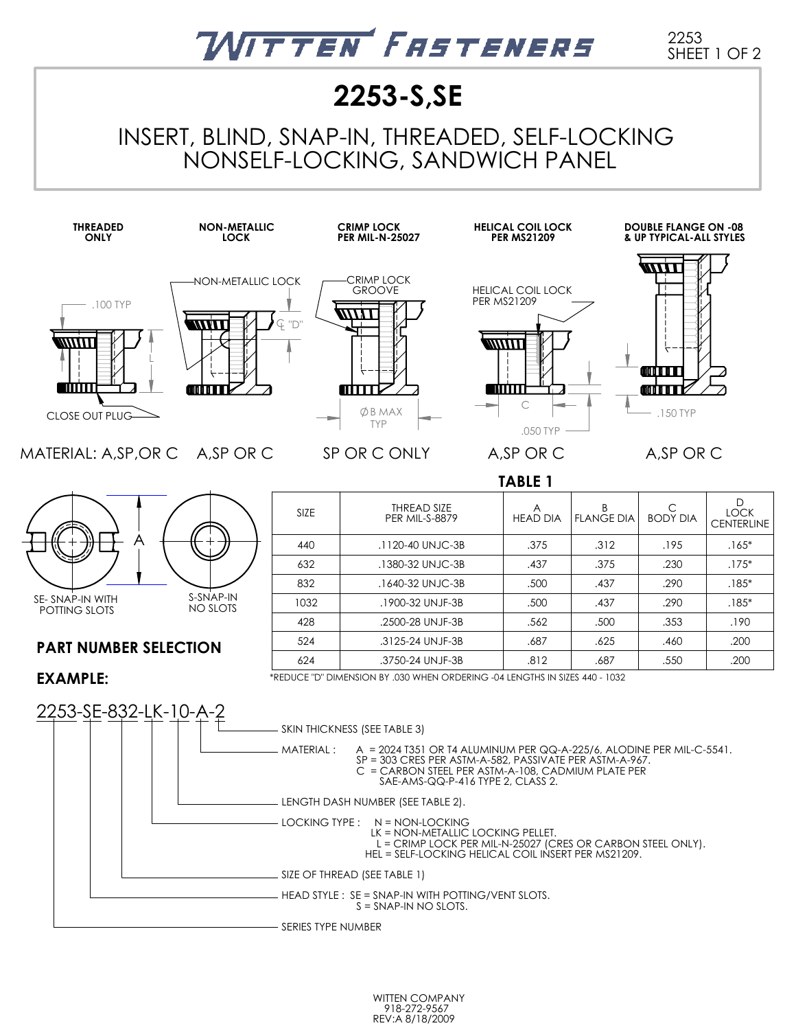# WITTEN FASTENERS

2253
SHEET 1 OF 2

# 2253-S,SE

## INSERT, BLIND, SNAP-IN, THREADED, SELF-LOCKING NONSELF-LOCKING, SANDWICH PANEL

**THREADED ONLY** — .100 TYP, L, CLOSE OUT PLUG

**NON-METALLIC LOCK** — NON-METALLIC LOCK, ℄ "D"

**CRIMP LOCK PER MIL-N-25027** — CRIMP LOCK GROOVE, ∅B MAX TYP

**HELICAL COIL LOCK PER MS21209** — HELICAL COIL LOCK PER MS21209, C, .050 TYP

**DOUBLE FLANGE ON -08 & UP TYPICAL-ALL STYLES** — .150 TYP

MATERIAL: A,SP,OR C — A,SP OR C — SP OR C ONLY — A,SP OR C — A,SP OR C

SE- SNAP-IN WITH POTTING SLOTS — S-SNAP-IN NO SLOTS — A

**TABLE 1**

| SIZE | THREAD SIZE PER MIL-S-8879 | A HEAD DIA | B FLANGE DIA | C BODY DIA | D LOCK CENTERLINE |
|---|---|---|---|---|---|
| 440 | .1120-40 UNJC-3B | .375 | .312 | .195 | .165* |
| 632 | .1380-32 UNJC-3B | .437 | .375 | .230 | .175* |
| 832 | .1640-32 UNJC-3B | .500 | .437 | .290 | .185* |
| 1032 | .1900-32 UNJF-3B | .500 | .437 | .290 | .185* |
| 428 | .2500-28 UNJF-3B | .562 | .500 | .353 | .190 |
| 524 | .3125-24 UNJF-3B | .687 | .625 | .460 | .200 |
| 624 | .3750-24 UNJF-3B | .812 | .687 | .550 | .200 |

*REDUCE "D" DIMENSION BY .030 WHEN ORDERING -04 LENGTHS IN SIZES 440 - 1032

**PART NUMBER SELECTION**

**EXAMPLE:**

2253-SE-832-LK-10-A-2

- SKIN THICKNESS (SEE TABLE 3)
- MATERIAL :
  - A = 2024 T351 OR T4 ALUMINUM PER QQ-A-225/6, ALODINE PER MIL-C-5541.
  - SP = 303 CRES PER ASTM-A-582, PASSIVATE PER ASTM-A-967.
  - C = CARBON STEEL PER ASTM-A-108, CADMIUM PLATE PER SAE-AMS-QQ-P-416 TYPE 2, CLASS 2.
- LENGTH DASH NUMBER (SEE TABLE 2).
- LOCKING TYPE :
  - N = NON-LOCKING
  - LK = NON-METALLIC LOCKING PELLET.
  - L = CRIMP LOCK PER MIL-N-25027 (CRES OR CARBON STEEL ONLY).
  - HEL = SELF-LOCKING HELICAL COIL INSERT PER MS21209.
- SIZE OF THREAD (SEE TABLE 1)
- HEAD STYLE :
  - SE = SNAP-IN WITH POTTING/VENT SLOTS.
  - S = SNAP-IN NO SLOTS.
- SERIES TYPE NUMBER

WITTEN COMPANY
918-272-9567
REV:A 8/18/2009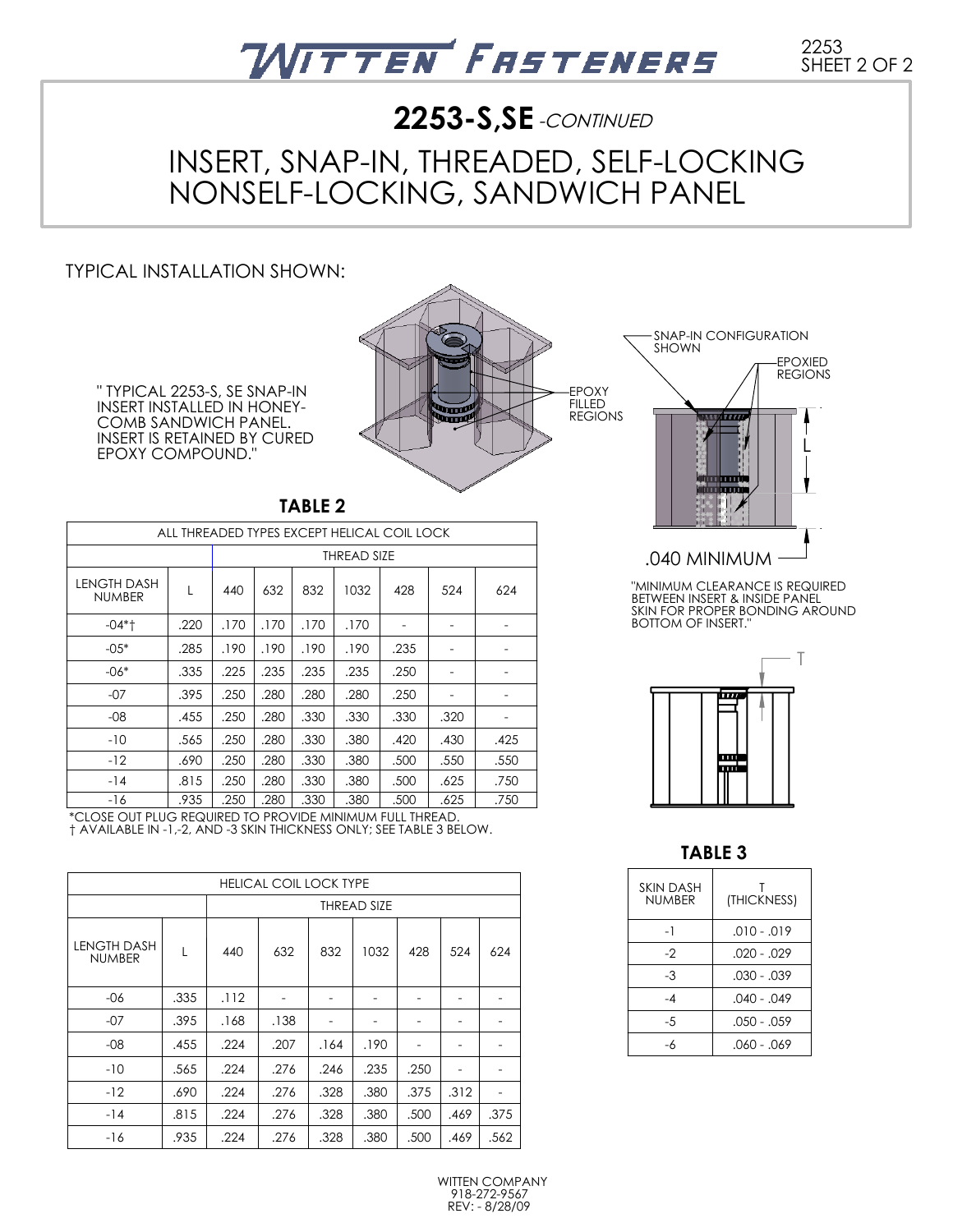# 2253-S,SE *-CONTINUED*

## INSERT, SNAP-IN, THREADED, SELF-LOCKING NONSELF-LOCKING, SANDWICH PANEL

TYPICAL INSTALLATION SHOWN:

" TYPICAL 2253-S, SE SNAP-IN INSERT INSTALLED IN HONEY-COMB SANDWICH PANEL. INSERT IS RETAINED BY CURED EPOXY COMPOUND."

EPOXY FILLED REGIONS

SNAP-IN CONFIGURATION SHOWN

EPOXIED REGIONS

L

.040 MINIMUM

"MINIMUM CLEARANCE IS REQUIRED BETWEEN INSERT & INSIDE PANEL SKIN FOR PROPER BONDING AROUND BOTTOM OF INSERT."

T

### TABLE 2

ALL THREADED TYPES EXCEPT HELICAL COIL LOCK

| LENGTH DASH NUMBER | L | THREAD SIZE 440 | 632 | 832 | 1032 | 428 | 524 | 624 |
|---|---|---|---|---|---|---|---|---|
| -04*† | .220 | .170 | .170 | .170 | .170 | - | - | - |
| -05* | .285 | .190 | .190 | .190 | .190 | .235 | - | - |
| -06* | .335 | .225 | .235 | .235 | .235 | .250 | - | - |
| -07 | .395 | .250 | .280 | .280 | .280 | .250 | - | - |
| -08 | .455 | .250 | .280 | .330 | .330 | .330 | .320 | - |
| -10 | .565 | .250 | .280 | .330 | .380 | .420 | .430 | .425 |
| -12 | .690 | .250 | .280 | .330 | .380 | .500 | .550 | .550 |
| -14 | .815 | .250 | .280 | .330 | .380 | .500 | .625 | .750 |
| -16 | .935 | .250 | .280 | .330 | .380 | .500 | .625 | .750 |

*CLOSE OUT PLUG REQUIRED TO PROVIDE MINIMUM FULL THREAD.
† AVAILABLE IN -1,-2, AND -3 SKIN THICKNESS ONLY; SEE TABLE 3 BELOW.

HELICAL COIL LOCK TYPE

| LENGTH DASH NUMBER | L | THREAD SIZE 440 | 632 | 832 | 1032 | 428 | 524 | 624 |
|---|---|---|---|---|---|---|---|---|
| -06 | .335 | .112 | - | - | - | - | - | - |
| -07 | .395 | .168 | .138 | - | - | - | - | - |
| -08 | .455 | .224 | .207 | .164 | .190 | - | - | - |
| -10 | .565 | .224 | .276 | .246 | .235 | .250 | - | - |
| -12 | .690 | .224 | .276 | .328 | .380 | .375 | .312 | - |
| -14 | .815 | .224 | .276 | .328 | .380 | .500 | .469 | .375 |
| -16 | .935 | .224 | .276 | .328 | .380 | .500 | .469 | .562 |

### TABLE 3

| SKIN DASH NUMBER | T (THICKNESS) |
|---|---|
| -1 | .010 - .019 |
| -2 | .020 - .029 |
| -3 | .030 - .039 |
| -4 | .040 - .049 |
| -5 | .050 - .059 |
| -6 | .060 - .069 |

WITTEN COMPANY
918-272-9567
REV: - 8/28/09